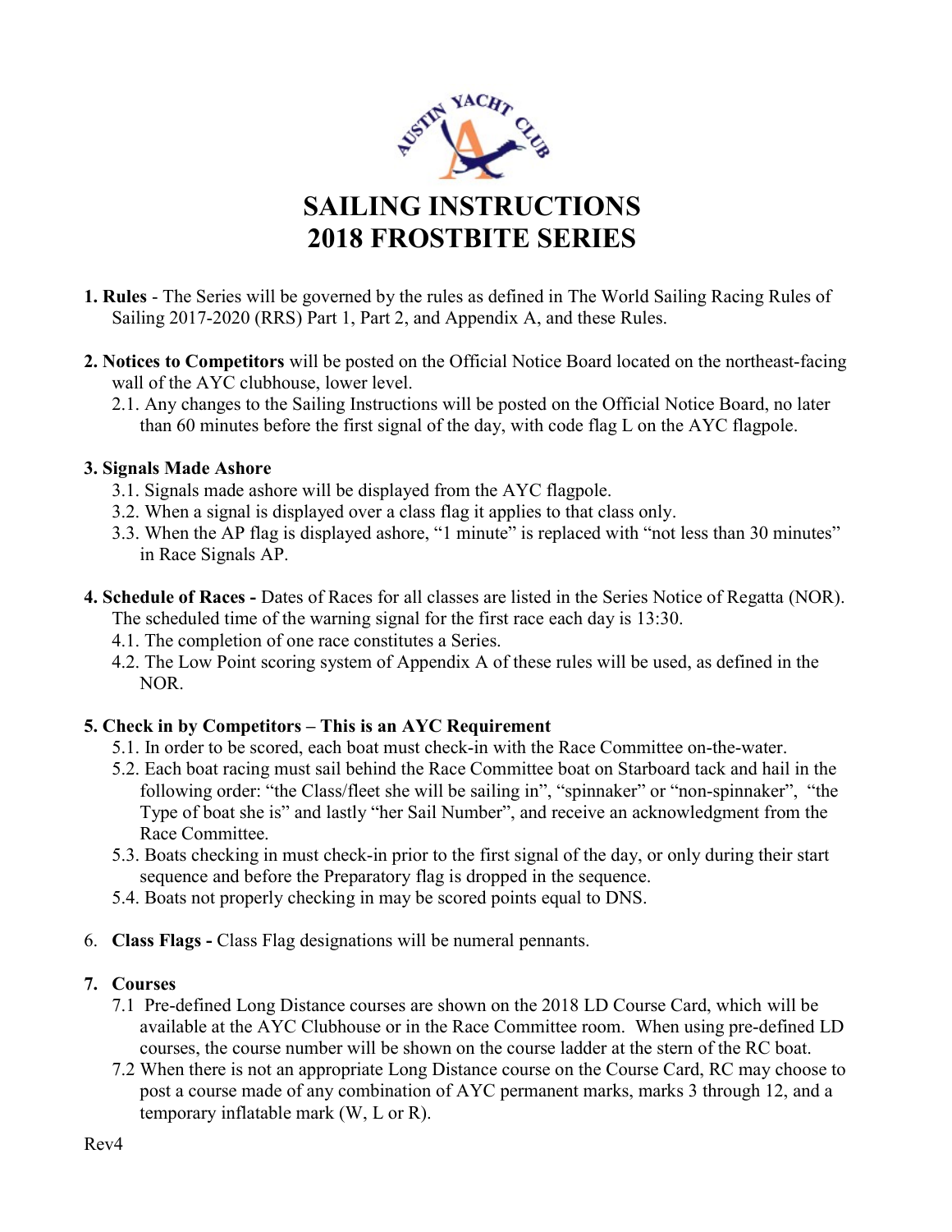# SAILING INSTRUCTIONS
# 2018 FROSTBITE SERIES

1. **Rules** - The Series will be governed by the rules as defined in The World Sailing Racing Rules of Sailing 2017-2020 (RRS) Part 1, Part 2, and Appendix A, and these Rules.

2. **Notices to Competitors** will be posted on the Official Notice Board located on the northeast-facing wall of the AYC clubhouse, lower level.
   2.1. Any changes to the Sailing Instructions will be posted on the Official Notice Board, no later than 60 minutes before the first signal of the day, with code flag L on the AYC flagpole.

**3. Signals Made Ashore**

3.1. Signals made ashore will be displayed from the AYC flagpole.
3.2. When a signal is displayed over a class flag it applies to that class only.
3.3. When the AP flag is displayed ashore, "1 minute" is replaced with "not less than 30 minutes" in Race Signals AP.

**4. Schedule of Races -** Dates of Races for all classes are listed in the Series Notice of Regatta (NOR). The scheduled time of the warning signal for the first race each day is 13:30.

4.1. The completion of one race constitutes a Series.
4.2. The Low Point scoring system of Appendix A of these rules will be used, as defined in the NOR.

**5. Check in by Competitors – This is an AYC Requirement**

5.1. In order to be scored, each boat must check-in with the Race Committee on-the-water.
5.2. Each boat racing must sail behind the Race Committee boat on Starboard tack and hail in the following order: "the Class/fleet she will be sailing in", "spinnaker" or "non-spinnaker", "the Type of boat she is" and lastly "her Sail Number", and receive an acknowledgment from the Race Committee.
5.3. Boats checking in must check-in prior to the first signal of the day, or only during their start sequence and before the Preparatory flag is dropped in the sequence.
5.4. Boats not properly checking in may be scored points equal to DNS.

6. **Class Flags -** Class Flag designations will be numeral pennants.

**7. Courses**

7.1 Pre-defined Long Distance courses are shown on the 2018 LD Course Card, which will be available at the AYC Clubhouse or in the Race Committee room. When using pre-defined LD courses, the course number will be shown on the course ladder at the stern of the RC boat.
7.2 When there is not an appropriate Long Distance course on the Course Card, RC may choose to post a course made of any combination of AYC permanent marks, marks 3 through 12, and a temporary inflatable mark (W, L or R).

Rev4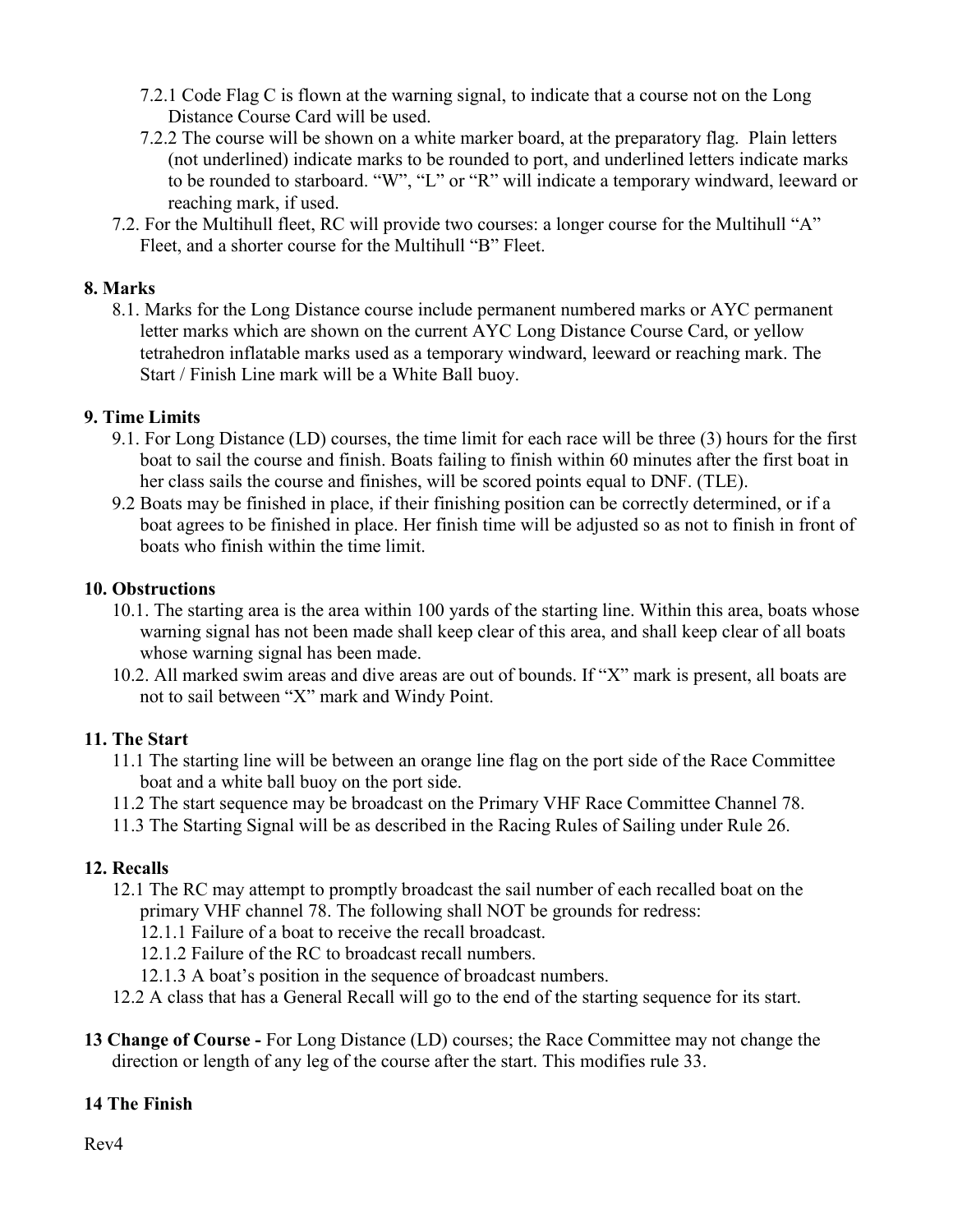- 7.2.1 Code Flag C is flown at the warning signal, to indicate that a course not on the Long Distance Course Card will be used.
- 7.2.2 The course will be shown on a white marker board, at the preparatory flag. Plain letters (not underlined) indicate marks to be rounded to port, and underlined letters indicate marks to be rounded to starboard. "W", "L" or "R" will indicate a temporary windward, leeward or reaching mark, if used.

7.2. For the Multihull fleet, RC will provide two courses: a longer course for the Multihull "A" Fleet, and a shorter course for the Multihull "B" Fleet.

**8. Marks**

8.1. Marks for the Long Distance course include permanent numbered marks or AYC permanent letter marks which are shown on the current AYC Long Distance Course Card, or yellow tetrahedron inflatable marks used as a temporary windward, leeward or reaching mark. The Start / Finish Line mark will be a White Ball buoy.

**9. Time Limits**

9.1. For Long Distance (LD) courses, the time limit for each race will be three (3) hours for the first boat to sail the course and finish. Boats failing to finish within 60 minutes after the first boat in her class sails the course and finishes, will be scored points equal to DNF. (TLE).

9.2 Boats may be finished in place, if their finishing position can be correctly determined, or if a boat agrees to be finished in place. Her finish time will be adjusted so as not to finish in front of boats who finish within the time limit.

**10. Obstructions**

10.1. The starting area is the area within 100 yards of the starting line. Within this area, boats whose warning signal has not been made shall keep clear of this area, and shall keep clear of all boats whose warning signal has been made.

10.2. All marked swim areas and dive areas are out of bounds. If "X" mark is present, all boats are not to sail between "X" mark and Windy Point.

**11. The Start**

11.1 The starting line will be between an orange line flag on the port side of the Race Committee boat and a white ball buoy on the port side.

11.2 The start sequence may be broadcast on the Primary VHF Race Committee Channel 78.

11.3 The Starting Signal will be as described in the Racing Rules of Sailing under Rule 26.

**12. Recalls**

12.1 The RC may attempt to promptly broadcast the sail number of each recalled boat on the primary VHF channel 78. The following shall NOT be grounds for redress:

- 12.1.1 Failure of a boat to receive the recall broadcast.
- 12.1.2 Failure of the RC to broadcast recall numbers.
- 12.1.3 A boat's position in the sequence of broadcast numbers.

12.2 A class that has a General Recall will go to the end of the starting sequence for its start.

**13 Change of Course -** For Long Distance (LD) courses; the Race Committee may not change the direction or length of any leg of the course after the start. This modifies rule 33.

**14 The Finish**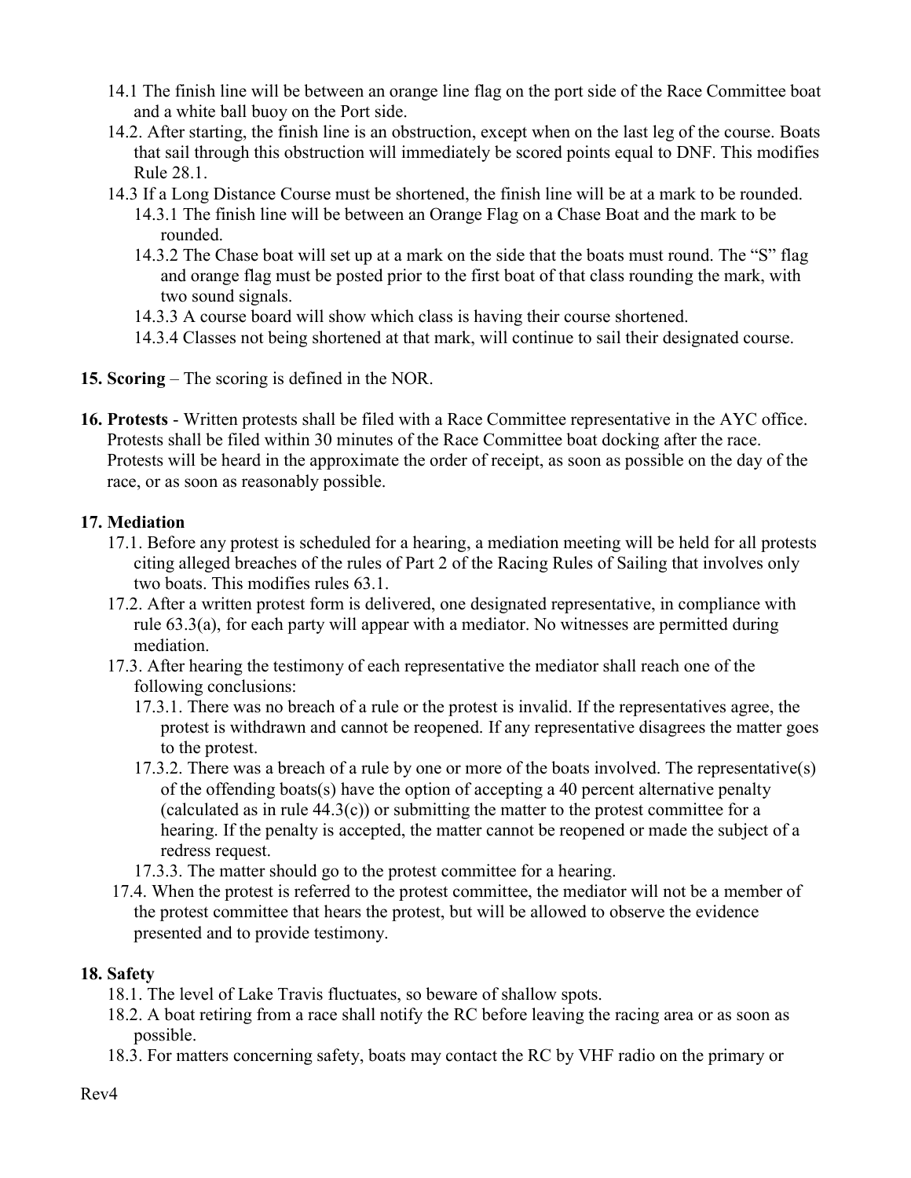14.1 The finish line will be between an orange line flag on the port side of the Race Committee boat and a white ball buoy on the Port side.

14.2. After starting, the finish line is an obstruction, except when on the last leg of the course. Boats that sail through this obstruction will immediately be scored points equal to DNF. This modifies Rule 28.1.

14.3 If a Long Distance Course must be shortened, the finish line will be at a mark to be rounded.

- 14.3.1 The finish line will be between an Orange Flag on a Chase Boat and the mark to be rounded.
- 14.3.2 The Chase boat will set up at a mark on the side that the boats must round. The "S" flag and orange flag must be posted prior to the first boat of that class rounding the mark, with two sound signals.
- 14.3.3 A course board will show which class is having their course shortened.
- 14.3.4 Classes not being shortened at that mark, will continue to sail their designated course.

**15. Scoring** – The scoring is defined in the NOR.

**16. Protests** - Written protests shall be filed with a Race Committee representative in the AYC office. Protests shall be filed within 30 minutes of the Race Committee boat docking after the race. Protests will be heard in the approximate the order of receipt, as soon as possible on the day of the race, or as soon as reasonably possible.

**17. Mediation**

17.1. Before any protest is scheduled for a hearing, a mediation meeting will be held for all protests citing alleged breaches of the rules of Part 2 of the Racing Rules of Sailing that involves only two boats. This modifies rules 63.1.

17.2. After a written protest form is delivered, one designated representative, in compliance with rule 63.3(a), for each party will appear with a mediator. No witnesses are permitted during mediation.

17.3. After hearing the testimony of each representative the mediator shall reach one of the following conclusions:

- 17.3.1. There was no breach of a rule or the protest is invalid. If the representatives agree, the protest is withdrawn and cannot be reopened. If any representative disagrees the matter goes to the protest.
- 17.3.2. There was a breach of a rule by one or more of the boats involved. The representative(s) of the offending boats(s) have the option of accepting a 40 percent alternative penalty (calculated as in rule 44.3(c)) or submitting the matter to the protest committee for a hearing. If the penalty is accepted, the matter cannot be reopened or made the subject of a redress request.
- 17.3.3. The matter should go to the protest committee for a hearing.

17.4. When the protest is referred to the protest committee, the mediator will not be a member of the protest committee that hears the protest, but will be allowed to observe the evidence presented and to provide testimony.

**18. Safety**

18.1. The level of Lake Travis fluctuates, so beware of shallow spots.

18.2. A boat retiring from a race shall notify the RC before leaving the racing area or as soon as possible.

18.3. For matters concerning safety, boats may contact the RC by VHF radio on the primary or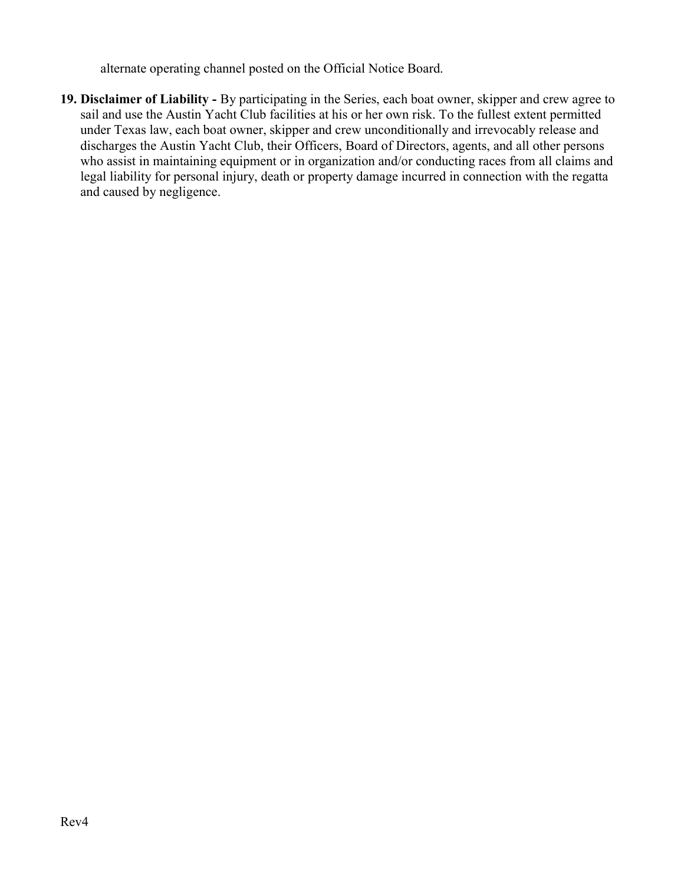alternate operating channel posted on the Official Notice Board.

19. **Disclaimer of Liability -** By participating in the Series, each boat owner, skipper and crew agree to sail and use the Austin Yacht Club facilities at his or her own risk. To the fullest extent permitted under Texas law, each boat owner, skipper and crew unconditionally and irrevocably release and discharges the Austin Yacht Club, their Officers, Board of Directors, agents, and all other persons who assist in maintaining equipment or in organization and/or conducting races from all claims and legal liability for personal injury, death or property damage incurred in connection with the regatta and caused by negligence.

Rev4